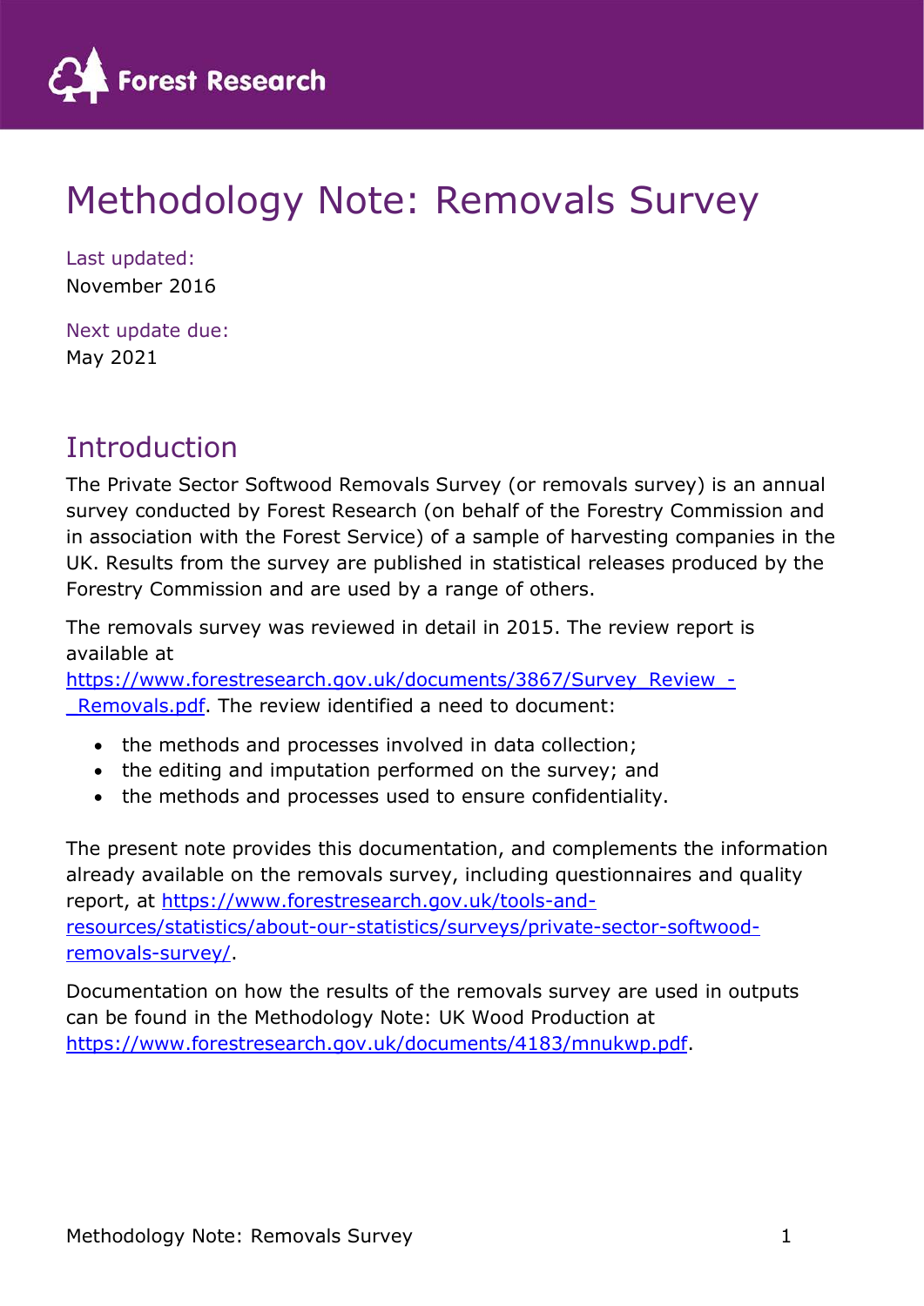# Methodology Note: Removals Survey

Last updated:
November 2016

Next update due:
May 2021

## Introduction

The Private Sector Softwood Removals Survey (or removals survey) is an annual survey conducted by Forest Research (on behalf of the Forestry Commission and in association with the Forest Service) of a sample of harvesting companies in the UK. Results from the survey are published in statistical releases produced by the Forestry Commission and are used by a range of others.

The removals survey was reviewed in detail in 2015. The review report is available at https://www.forestresearch.gov.uk/documents/3867/Survey_Review_-_Removals.pdf. The review identified a need to document:

- the methods and processes involved in data collection;
- the editing and imputation performed on the survey; and
- the methods and processes used to ensure confidentiality.

The present note provides this documentation, and complements the information already available on the removals survey, including questionnaires and quality report, at https://www.forestresearch.gov.uk/tools-and-resources/statistics/about-our-statistics/surveys/private-sector-softwood-removals-survey/.

Documentation on how the results of the removals survey are used in outputs can be found in the Methodology Note: UK Wood Production at https://www.forestresearch.gov.uk/documents/4183/mnukwp.pdf.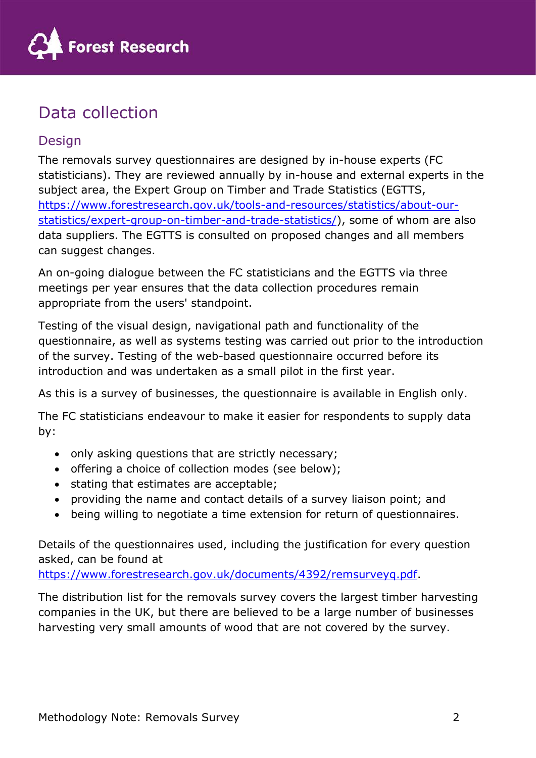# Data collection

## Design

The removals survey questionnaires are designed by in-house experts (FC statisticians). They are reviewed annually by in-house and external experts in the subject area, the Expert Group on Timber and Trade Statistics (EGTTS, https://www.forestresearch.gov.uk/tools-and-resources/statistics/about-our-statistics/expert-group-on-timber-and-trade-statistics/), some of whom are also data suppliers. The EGTTS is consulted on proposed changes and all members can suggest changes.

An on-going dialogue between the FC statisticians and the EGTTS via three meetings per year ensures that the data collection procedures remain appropriate from the users' standpoint.

Testing of the visual design, navigational path and functionality of the questionnaire, as well as systems testing was carried out prior to the introduction of the survey. Testing of the web-based questionnaire occurred before its introduction and was undertaken as a small pilot in the first year.

As this is a survey of businesses, the questionnaire is available in English only.

The FC statisticians endeavour to make it easier for respondents to supply data by:

- only asking questions that are strictly necessary;
- offering a choice of collection modes (see below);
- stating that estimates are acceptable;
- providing the name and contact details of a survey liaison point; and
- being willing to negotiate a time extension for return of questionnaires.

Details of the questionnaires used, including the justification for every question asked, can be found at https://www.forestresearch.gov.uk/documents/4392/remsurveyq.pdf.

The distribution list for the removals survey covers the largest timber harvesting companies in the UK, but there are believed to be a large number of businesses harvesting very small amounts of wood that are not covered by the survey.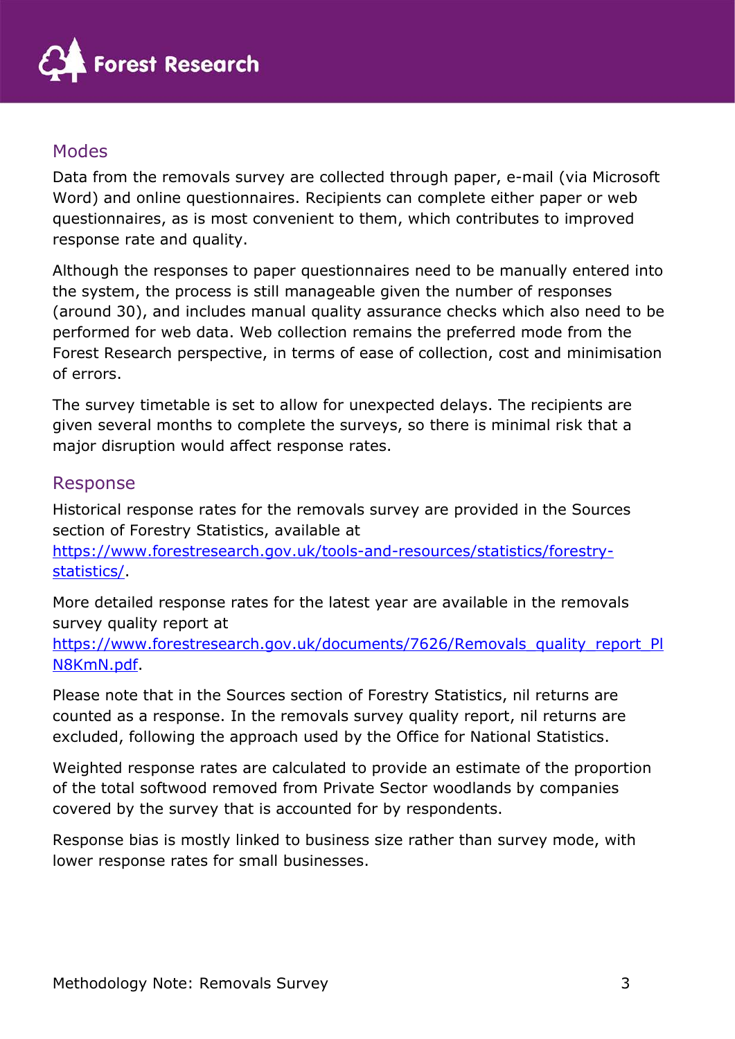## Modes

Data from the removals survey are collected through paper, e-mail (via Microsoft Word) and online questionnaires. Recipients can complete either paper or web questionnaires, as is most convenient to them, which contributes to improved response rate and quality.

Although the responses to paper questionnaires need to be manually entered into the system, the process is still manageable given the number of responses (around 30), and includes manual quality assurance checks which also need to be performed for web data. Web collection remains the preferred mode from the Forest Research perspective, in terms of ease of collection, cost and minimisation of errors.

The survey timetable is set to allow for unexpected delays. The recipients are given several months to complete the surveys, so there is minimal risk that a major disruption would affect response rates.

## Response

Historical response rates for the removals survey are provided in the Sources section of Forestry Statistics, available at [https://www.forestresearch.gov.uk/tools-and-resources/statistics/forestry-statistics/](https://www.forestresearch.gov.uk/tools-and-resources/statistics/forestry-statistics/).

More detailed response rates for the latest year are available in the removals survey quality report at [https://www.forestresearch.gov.uk/documents/7626/Removals_quality_report_PlN8KmN.pdf](https://www.forestresearch.gov.uk/documents/7626/Removals_quality_report_PlN8KmN.pdf).

Please note that in the Sources section of Forestry Statistics, nil returns are counted as a response. In the removals survey quality report, nil returns are excluded, following the approach used by the Office for National Statistics.

Weighted response rates are calculated to provide an estimate of the proportion of the total softwood removed from Private Sector woodlands by companies covered by the survey that is accounted for by respondents.

Response bias is mostly linked to business size rather than survey mode, with lower response rates for small businesses.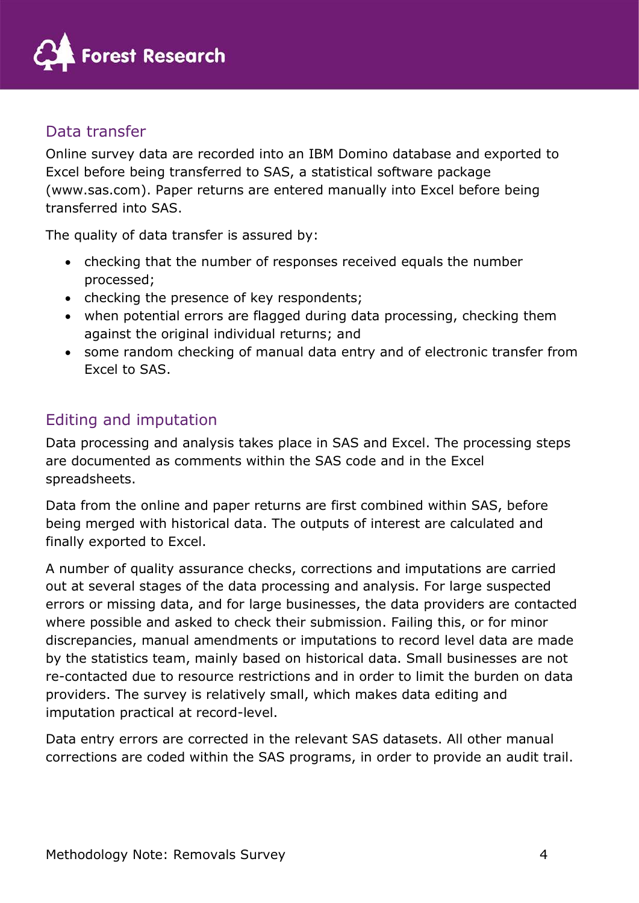## Data transfer

Online survey data are recorded into an IBM Domino database and exported to Excel before being transferred to SAS, a statistical software package (www.sas.com). Paper returns are entered manually into Excel before being transferred into SAS.

The quality of data transfer is assured by:

- checking that the number of responses received equals the number processed;
- checking the presence of key respondents;
- when potential errors are flagged during data processing, checking them against the original individual returns; and
- some random checking of manual data entry and of electronic transfer from Excel to SAS.

## Editing and imputation

Data processing and analysis takes place in SAS and Excel. The processing steps are documented as comments within the SAS code and in the Excel spreadsheets.

Data from the online and paper returns are first combined within SAS, before being merged with historical data. The outputs of interest are calculated and finally exported to Excel.

A number of quality assurance checks, corrections and imputations are carried out at several stages of the data processing and analysis. For large suspected errors or missing data, and for large businesses, the data providers are contacted where possible and asked to check their submission. Failing this, or for minor discrepancies, manual amendments or imputations to record level data are made by the statistics team, mainly based on historical data. Small businesses are not re-contacted due to resource restrictions and in order to limit the burden on data providers. The survey is relatively small, which makes data editing and imputation practical at record-level.

Data entry errors are corrected in the relevant SAS datasets. All other manual corrections are coded within the SAS programs, in order to provide an audit trail.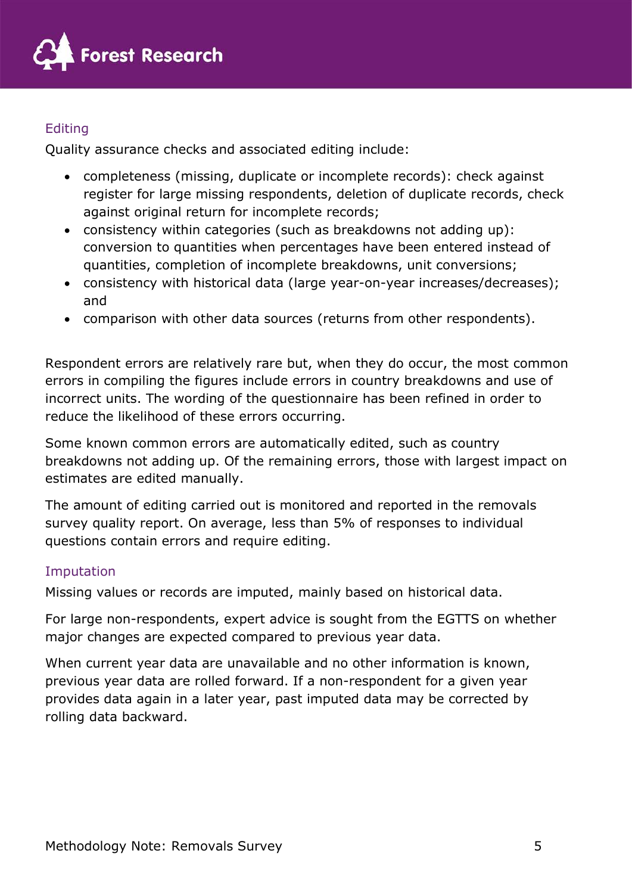### Editing

Quality assurance checks and associated editing include:

- completeness (missing, duplicate or incomplete records): check against register for large missing respondents, deletion of duplicate records, check against original return for incomplete records;
- consistency within categories (such as breakdowns not adding up): conversion to quantities when percentages have been entered instead of quantities, completion of incomplete breakdowns, unit conversions;
- consistency with historical data (large year-on-year increases/decreases); and
- comparison with other data sources (returns from other respondents).

Respondent errors are relatively rare but, when they do occur, the most common errors in compiling the figures include errors in country breakdowns and use of incorrect units. The wording of the questionnaire has been refined in order to reduce the likelihood of these errors occurring.

Some known common errors are automatically edited, such as country breakdowns not adding up. Of the remaining errors, those with largest impact on estimates are edited manually.

The amount of editing carried out is monitored and reported in the removals survey quality report. On average, less than 5% of responses to individual questions contain errors and require editing.

### Imputation

Missing values or records are imputed, mainly based on historical data.

For large non-respondents, expert advice is sought from the EGTTS on whether major changes are expected compared to previous year data.

When current year data are unavailable and no other information is known, previous year data are rolled forward. If a non-respondent for a given year provides data again in a later year, past imputed data may be corrected by rolling data backward.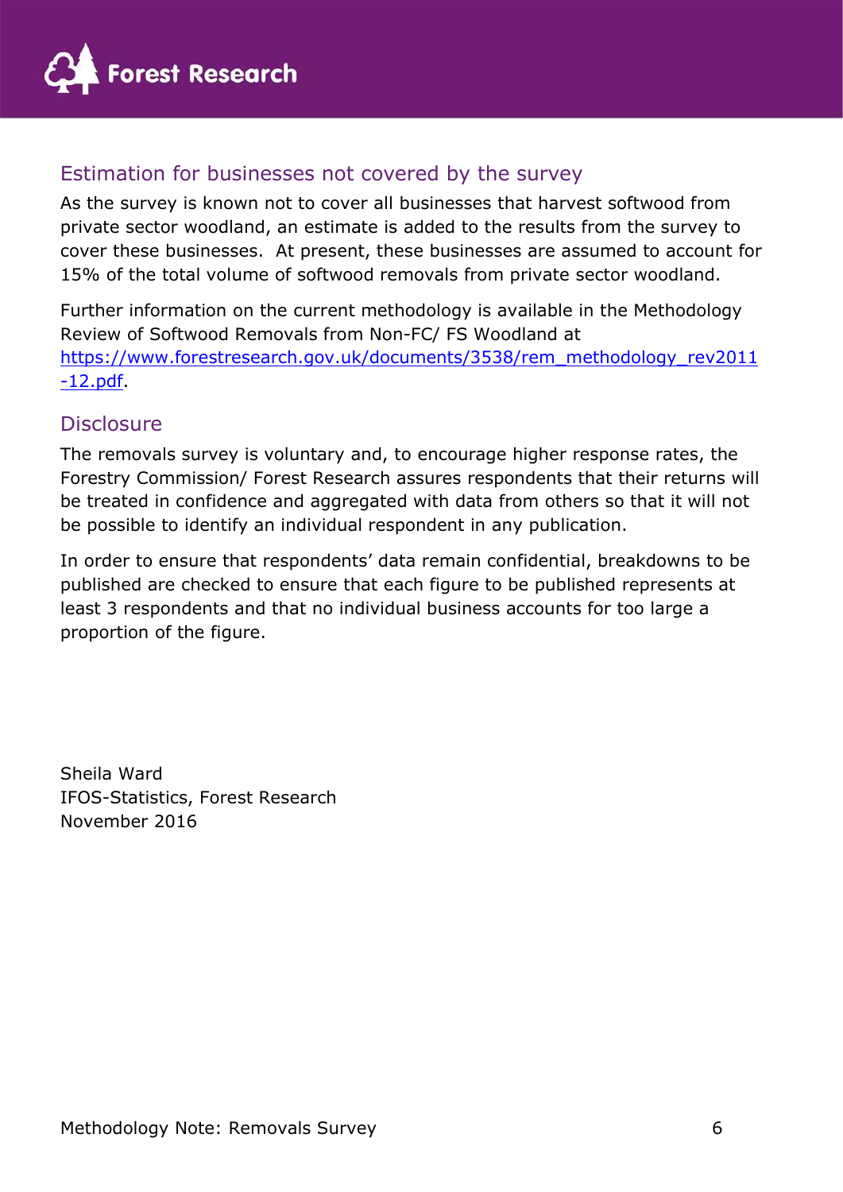## Estimation for businesses not covered by the survey

As the survey is known not to cover all businesses that harvest softwood from private sector woodland, an estimate is added to the results from the survey to cover these businesses. At present, these businesses are assumed to account for 15% of the total volume of softwood removals from private sector woodland.

Further information on the current methodology is available in the Methodology Review of Softwood Removals from Non-FC/ FS Woodland at [https://www.forestresearch.gov.uk/documents/3538/rem_methodology_rev2011-12.pdf](https://www.forestresearch.gov.uk/documents/3538/rem_methodology_rev2011-12.pdf).

## Disclosure

The removals survey is voluntary and, to encourage higher response rates, the Forestry Commission/ Forest Research assures respondents that their returns will be treated in confidence and aggregated with data from others so that it will not be possible to identify an individual respondent in any publication.

In order to ensure that respondents' data remain confidential, breakdowns to be published are checked to ensure that each figure to be published represents at least 3 respondents and that no individual business accounts for too large a proportion of the figure.

Sheila Ward
IFOS-Statistics, Forest Research
November 2016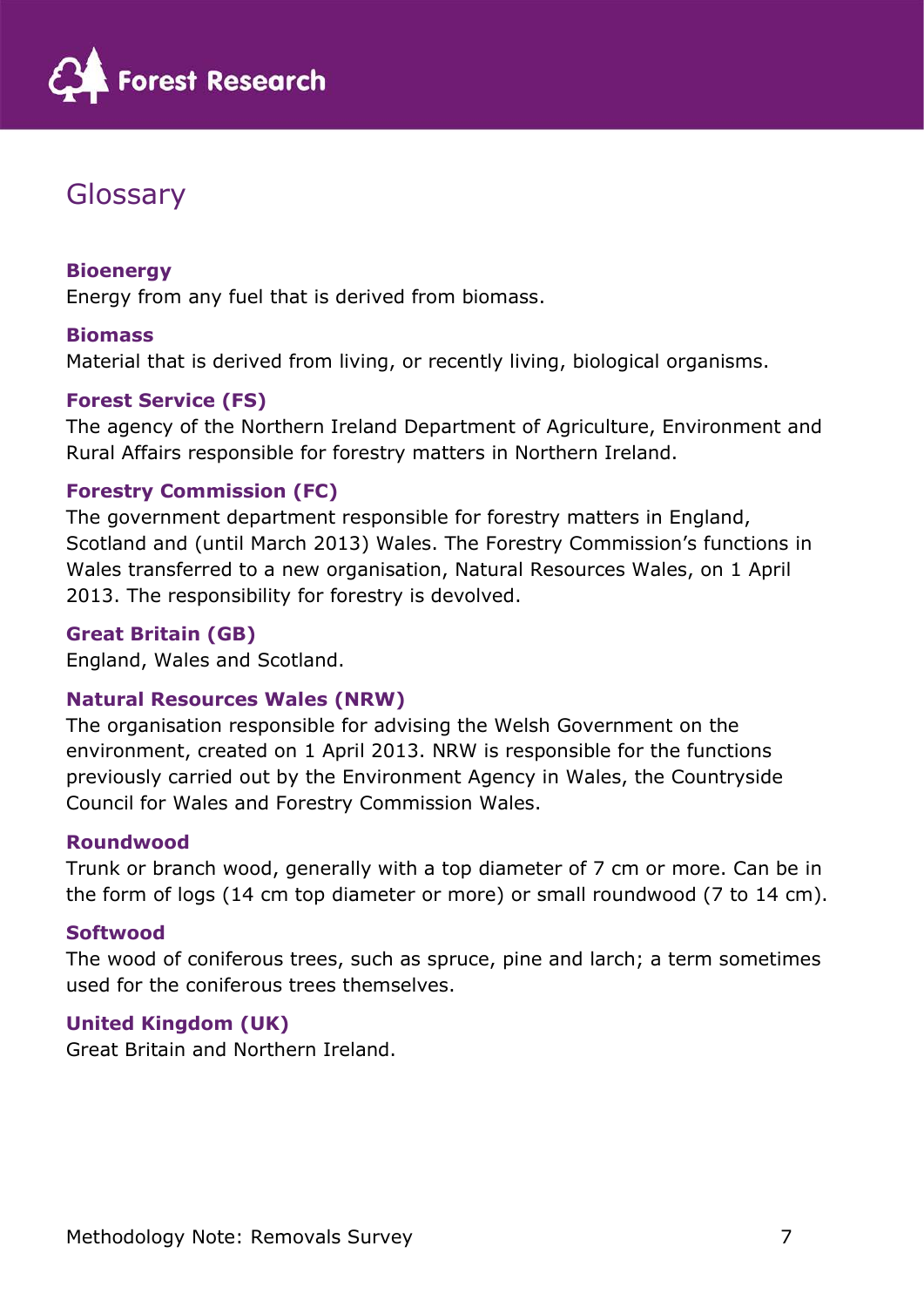# Glossary

**Bioenergy**
Energy from any fuel that is derived from biomass.

**Biomass**
Material that is derived from living, or recently living, biological organisms.

**Forest Service (FS)**
The agency of the Northern Ireland Department of Agriculture, Environment and Rural Affairs responsible for forestry matters in Northern Ireland.

**Forestry Commission (FC)**
The government department responsible for forestry matters in England, Scotland and (until March 2013) Wales. The Forestry Commission's functions in Wales transferred to a new organisation, Natural Resources Wales, on 1 April 2013. The responsibility for forestry is devolved.

**Great Britain (GB)**
England, Wales and Scotland.

**Natural Resources Wales (NRW)**
The organisation responsible for advising the Welsh Government on the environment, created on 1 April 2013. NRW is responsible for the functions previously carried out by the Environment Agency in Wales, the Countryside Council for Wales and Forestry Commission Wales.

**Roundwood**
Trunk or branch wood, generally with a top diameter of 7 cm or more. Can be in the form of logs (14 cm top diameter or more) or small roundwood (7 to 14 cm).

**Softwood**
The wood of coniferous trees, such as spruce, pine and larch; a term sometimes used for the coniferous trees themselves.

**United Kingdom (UK)**
Great Britain and Northern Ireland.